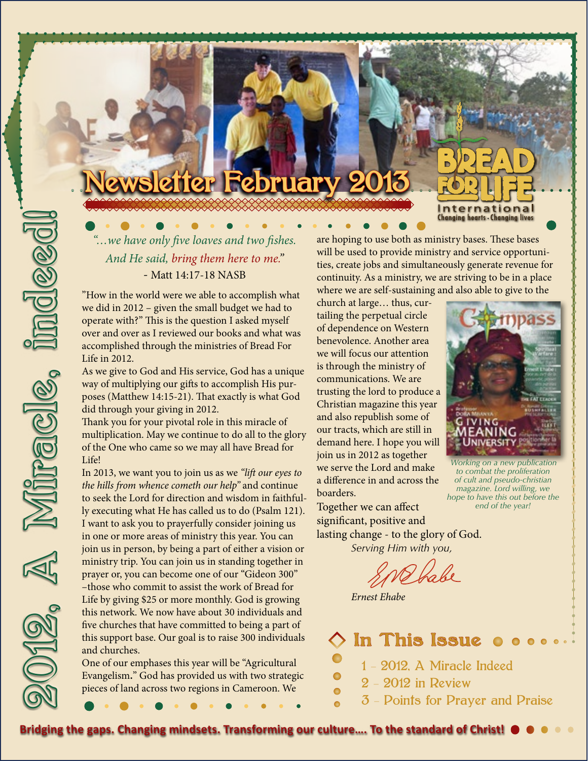# Newsletter February 2013

**BREAD FOR LIFE International**
Changing hearts · Changing lives

## 2012, A Miracle, indeed!

*"…we have only five loaves and two fishes. And He said, bring them here to me."*
- Matt 14:17-18 NASB

"How in the world were we able to accomplish what we did in 2012 – given the small budget we had to operate with?" This is the question I asked myself over and over as I reviewed our books and what was accomplished through the ministries of Bread For Life in 2012.

As we give to God and His service, God has a unique way of multiplying our gifts to accomplish His purposes (Matthew 14:15-21). That exactly is what God did through your giving in 2012.

Thank you for your pivotal role in this miracle of multiplication. May we continue to do all to the glory of the One who came so we may all have Bread for Life!

In 2013, we want you to join us as we *"lift our eyes to the hills from whence cometh our help"* and continue to seek the Lord for direction and wisdom in faithfully executing what He has called us to do (Psalm 121). I want to ask you to prayerfully consider joining us in one or more areas of ministry this year. You can join us in person, by being a part of either a vision or ministry trip. You can join us in standing together in prayer or, you can become one of our "Gideon 300" –those who commit to assist the work of Bread for Life by giving $25 or more monthly. God is growing this network. We now have about 30 individuals and five churches that have committed to being a part of this support base. Our goal is to raise 300 individuals and churches.

One of our emphases this year will be "Agricultural Evangelism." God has provided us with two strategic pieces of land across two regions in Cameroon. We are hoping to use both as ministry bases. These bases will be used to provide ministry and service opportunities, create jobs and simultaneously generate revenue for continuity. As a ministry, we are striving to be in a place where we are self-sustaining and also able to give to the church at large… thus, curtailing the perpetual circle of dependence on Western benevolence. Another area we will focus our attention is through the ministry of communications. We are trusting the lord to produce a Christian magazine this year and also republish some of our tracts, which are still in demand here. I hope you will join us in 2012 as together we serve the Lord and make a difference in and across the boarders.

*Working on a new publication to combat the proliferation of cult and pseudo-christian magazine. Lord willing, we hope to have this out before the end of the year!*

Together we can affect significant, positive and lasting change - to the glory of God.

*Serving Him with you,*

*Ernest Ehabe*

## In This Issue

1 - 2012, A Miracle Indeed
2 - 2012 in Review
3 - Points for Prayer and Praise

**Bridging the gaps. Changing mindsets. Transforming our culture…. To the standard of Christ!**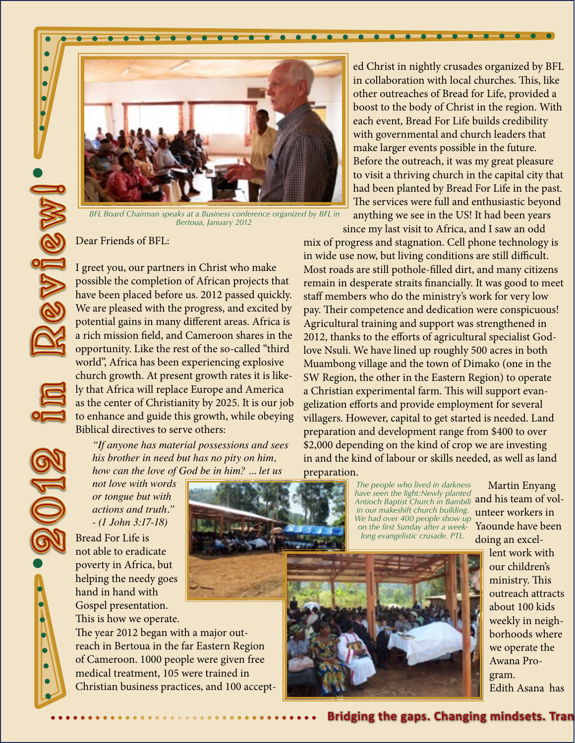# 2012 in Review!

BFL Board Chairman speaks at a Business conference organized by BFL in Bertoua, January 2012

Dear Friends of BFL:

I greet you, our partners in Christ who make possible the completion of African projects that have been placed before us. 2012 passed quickly. We are pleased with the progress, and excited by potential gains in many different areas. Africa is a rich mission field, and Cameroon shares in the opportunity. Like the rest of the so-called "third world", Africa has been experiencing explosive church growth. At present growth rates it is likely that Africa will replace Europe and America as the center of Christianity by 2025. It is our job to enhance and guide this growth, while obeying Biblical directives to serve others:

> *"If anyone has material possessions and sees his brother in need but has no pity on him, how can the love of God be in him? ... let us not love with words or tongue but with actions and truth."* - (1 John 3:17-18)

Bread For Life is not able to eradicate poverty in Africa, but helping the needy goes hand in hand with Gospel presentation. This is how we operate.

The year 2012 began with a major outreach in Bertoua in the far Eastern Region of Cameroon. 1000 people were given free medical treatment, 105 were trained in Christian business practices, and 100 accepted Christ in nightly crusades organized by BFL in collaboration with local churches. This, like other outreaches of Bread for Life, provided a boost to the body of Christ in the region. With each event, Bread For Life builds credibility with governmental and church leaders that make larger events possible in the future. Before the outreach, it was my great pleasure to visit a thriving church in the capital city that had been planted by Bread For Life in the past. The services were full and enthusiastic beyond anything we see in the US! It had been years since my last visit to Africa, and I saw an odd mix of progress and stagnation. Cell phone technology is in wide use now, but living conditions are still difficult. Most roads are still pothole-filled dirt, and many citizens remain in desperate straits financially. It was good to meet staff members who do the ministry's work for very low pay. Their competence and dedication were conspicuous! Agricultural training and support was strengthened in 2012, thanks to the efforts of agricultural specialist Godlove Nsuli. We have lined up roughly 500 acres in both Muambong village and the town of Dimako (one in the SW Region, the other in the Eastern Region) to operate a Christian experimental farm. This will support evangelization efforts and provide employment for several villagers. However, capital to get started is needed. Land preparation and development range from $400 to over $2,000 depending on the kind of crop we are investing in and the kind of labour or skills needed, as well as land preparation.

*The people who lived in darkness have seen the light:Newly planted Antioch Baptist Church in Bambili in our makeshift church building. We had over 400 people show up on the first Sunday after a week-long evangelistic crusade. PTL.*

Martin Enyang and his team of volunteer workers in Yaounde have been doing an excellent work with our children's ministry. This outreach attracts about 100 kids weekly in neighborhoods where we operate the Awana Program.

Edith Asana has

**Bridging the gaps. Changing mindsets. Tran**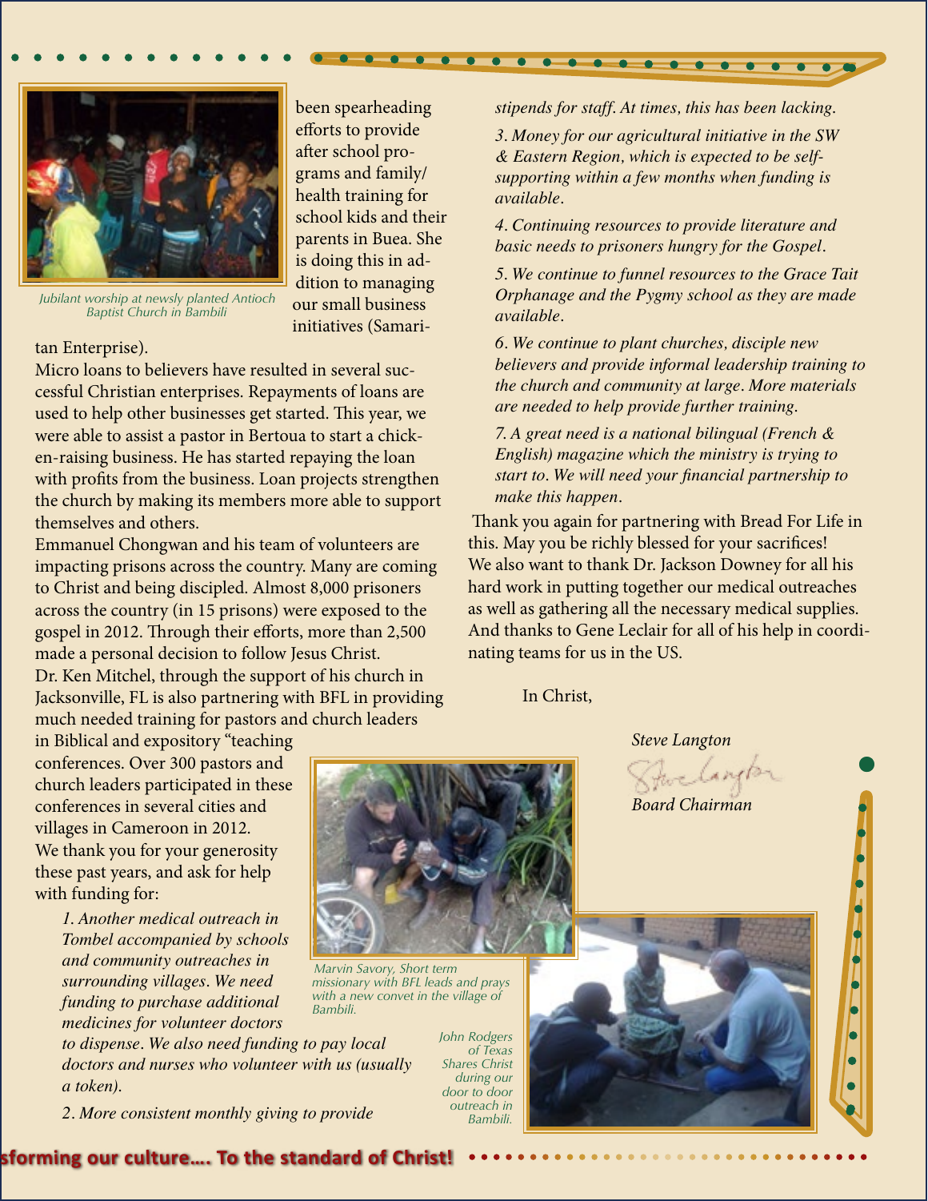Jubilant worship at newly planted Antioch Baptist Church in Bambili

been spearheading efforts to provide after school programs and family/health training for school kids and their parents in Buea. She is doing this in addition to managing our small business initiatives (Samaritan Enterprise).

Micro loans to believers have resulted in several successful Christian enterprises. Repayments of loans are used to help other businesses get started. This year, we were able to assist a pastor in Bertoua to start a chicken-raising business. He has started repaying the loan with profits from the business. Loan projects strengthen the church by making its members more able to support themselves and others.

Emmanuel Chongwan and his team of volunteers are impacting prisons across the country. Many are coming to Christ and being discipled. Almost 8,000 prisoners across the country (in 15 prisons) were exposed to the gospel in 2012. Through their efforts, more than 2,500 made a personal decision to follow Jesus Christ.

Dr. Ken Mitchel, through the support of his church in Jacksonville, FL is also partnering with BFL in providing much needed training for pastors and church leaders in Biblical and expository "teaching conferences. Over 300 pastors and church leaders participated in these conferences in several cities and villages in Cameroon in 2012.

We thank you for your generosity these past years, and ask for help with funding for:

*1. Another medical outreach in Tombel accompanied by schools and community outreaches in surrounding villages. We need funding to purchase additional medicines for volunteer doctors to dispense. We also need funding to pay local doctors and nurses who volunteer with us (usually a token).*

*2. More consistent monthly giving to provide stipends for staff. At times, this has been lacking.*

*3. Money for our agricultural initiative in the SW & Eastern Region, which is expected to be self-supporting within a few months when funding is available.*

*4. Continuing resources to provide literature and basic needs to prisoners hungry for the Gospel.*

*5. We continue to funnel resources to the Grace Tait Orphanage and the Pygmy school as they are made available.*

*6. We continue to plant churches, disciple new believers and provide informal leadership training to the church and community at large. More materials are needed to help provide further training.*

*7. A great need is a national bilingual (French & English) magazine which the ministry is trying to start to. We will need your financial partnership to make this happen.*

Thank you again for partnering with Bread For Life in this. May you be richly blessed for your sacrifices!

We also want to thank Dr. Jackson Downey for all his hard work in putting together our medical outreaches as well as gathering all the necessary medical supplies. And thanks to Gene Leclair for all of his help in coordinating teams for us in the US.

In Christ,

*Steve Langton*

*Board Chairman*

Marvin Savory, Short term missionary with BFL leads and prays with a new convet in the village of Bambili.

John Rodgers of Texas Shares Christ during our door to door outreach in Bambili.

sforming our culture.... To the standard of Christ!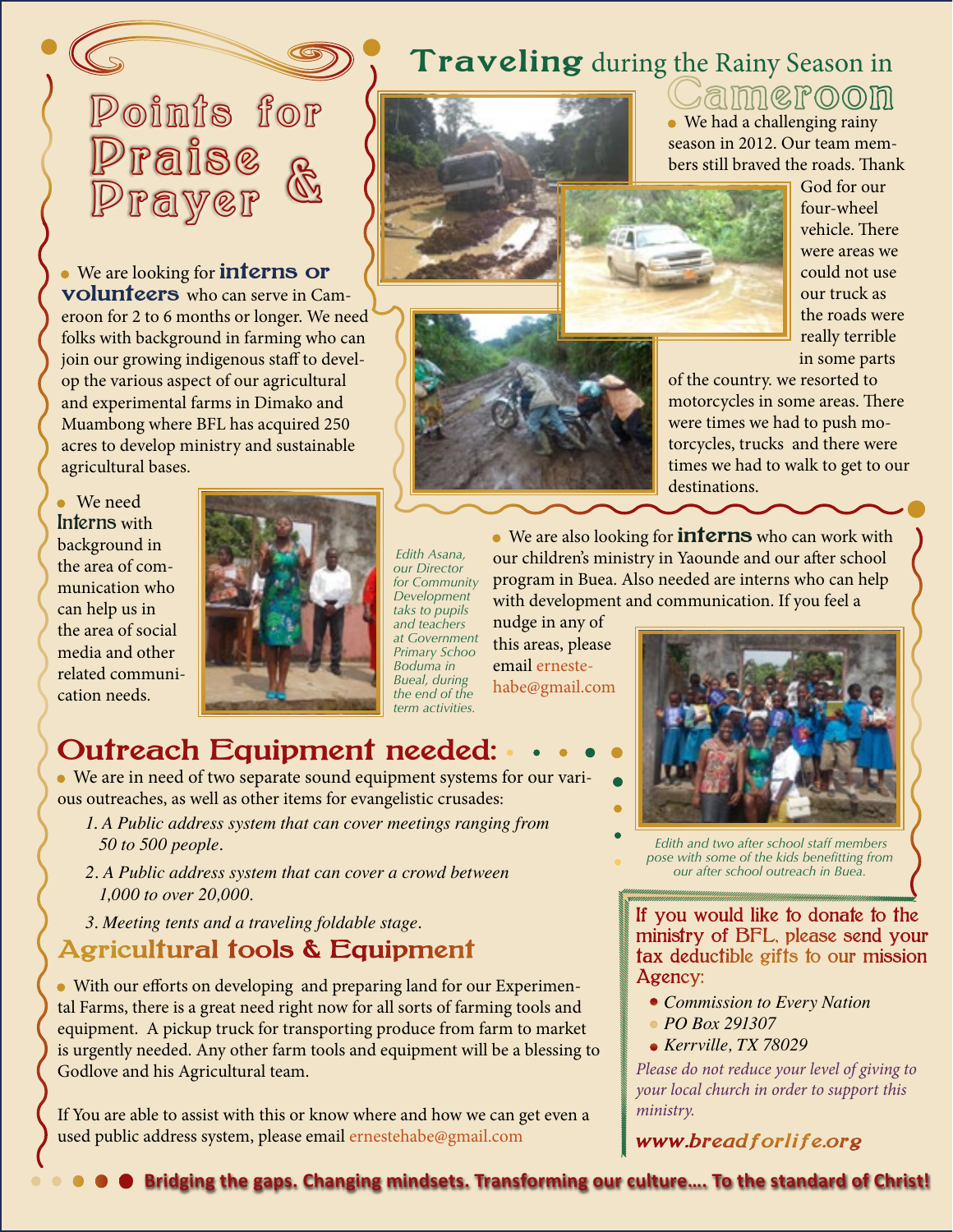# Points for Praise & Prayer

- We are looking for **interns or volunteers** who can serve in Cameroon for 2 to 6 months or longer. We need folks with background in farming who can join our growing indigenous staff to develop the various aspect of our agricultural and experimental farms in Dimako and Muambong where BFL has acquired 250 acres to develop ministry and sustainable agricultural bases.

- We need **Interns** with background in the area of communication who can help us in the area of social media and other related communication needs.

*Edith Asana, our Director for Community Development taks to pupils and teachers at Government Primary Schoo Boduma in Bueal, during the end of the term activities.*

# Traveling during the Rainy Season in Cameroon

- We had a challenging rainy season in 2012. Our team members still braved the roads. Thank God for our four-wheel vehicle. There were areas we could not use our truck as the roads were really terrible in some parts of the country. we resorted to motorcycles in some areas. There were times we had to push motorcycles, trucks and there were times we had to walk to get to our destinations.

- We are also looking for **interns** who can work with our children's ministry in Yaounde and our after school program in Buea. Also needed are interns who can help with development and communication. If you feel a nudge in any of this areas, please email ernestehabe@gmail.com

*Edith and two after school staff members pose with some of the kids benefitting from our after school outreach in Buea.*

## Outreach Equipment needed:

- We are in need of two separate sound equipment systems for our various outreaches, as well as other items for evangelistic crusades:

  1. *A Public address system that can cover meetings ranging from 50 to 500 people*.
  2. *A Public address system that can cover a crowd between 1,000 to over 20,000*.
  3. *Meeting tents and a traveling foldable stage*.

## Agricultural tools & Equipment

- With our efforts on developing and preparing land for our Experimental Farms, there is a great need right now for all sorts of farming tools and equipment. A pickup truck for transporting produce from farm to market is urgently needed. Any other farm tools and equipment will be a blessing to Godlove and his Agricultural team.

If You are able to assist with this or know where and how we can get even a used public address system, please email ernestehabe@gmail.com

**If you would like to donate to the ministry of BFL, please send your tax deductible gifts to our mission Agency:**

- *Commission to Every Nation*
- *PO Box 291307*
- *Kerrville, TX 78029*

*Please do not reduce your level of giving to your local church in order to support this ministry.*

***www.breadforlife.org***

**Bridging the gaps. Changing mindsets. Transforming our culture.... To the standard of Christ!**